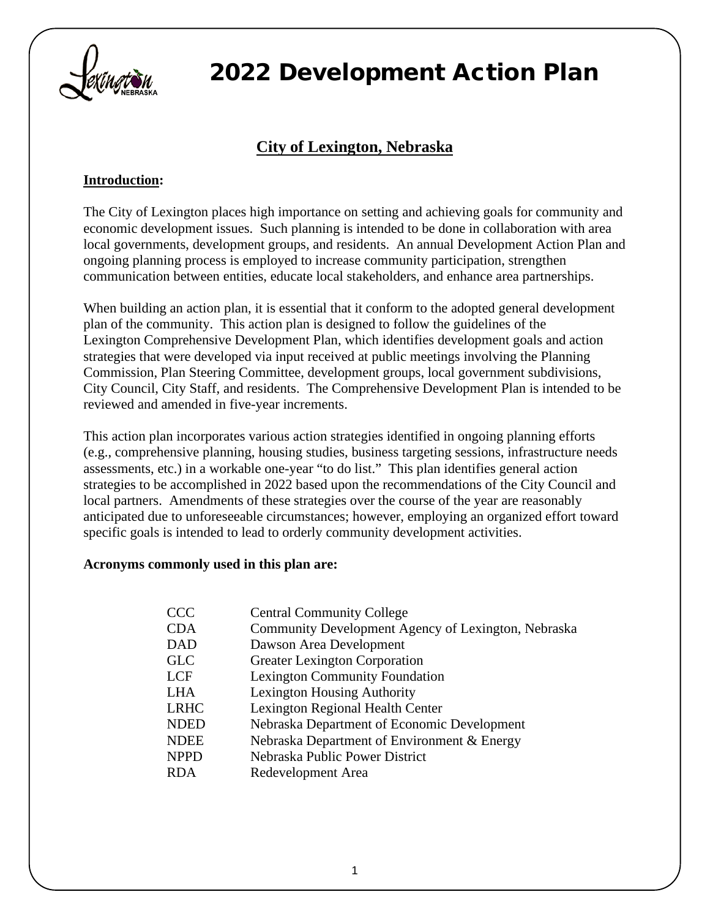# 2022 Development Action Plan

## City of Lexington, Nebraska

**Introduction:**

The City of Lexington places high importance on setting and achieving goals for community and economic development issues. Such planning is intended to be done in collaboration with area local governments, development groups, and residents. An annual Development Action Plan and ongoing planning process is employed to increase community participation, strengthen communication between entities, educate local stakeholders, and enhance area partnerships.

When building an action plan, it is essential that it conform to the adopted general development plan of the community. This action plan is designed to follow the guidelines of the Lexington Comprehensive Development Plan, which identifies development goals and action strategies that were developed via input received at public meetings involving the Planning Commission, Plan Steering Committee, development groups, local government subdivisions, City Council, City Staff, and residents. The Comprehensive Development Plan is intended to be reviewed and amended in five-year increments.

This action plan incorporates various action strategies identified in ongoing planning efforts (e.g., comprehensive planning, housing studies, business targeting sessions, infrastructure needs assessments, etc.) in a workable one-year "to do list." This plan identifies general action strategies to be accomplished in 2022 based upon the recommendations of the City Council and local partners. Amendments of these strategies over the course of the year are reasonably anticipated due to unforeseeable circumstances; however, employing an organized effort toward specific goals is intended to lead to orderly community development activities.

**Acronyms commonly used in this plan are:**

| | |
|---|---|
| CCC | Central Community College |
| CDA | Community Development Agency of Lexington, Nebraska |
| DAD | Dawson Area Development |
| GLC | Greater Lexington Corporation |
| LCF | Lexington Community Foundation |
| LHA | Lexington Housing Authority |
| LRHC | Lexington Regional Health Center |
| NDED | Nebraska Department of Economic Development |
| NDEE | Nebraska Department of Environment & Energy |
| NPPD | Nebraska Public Power District |
| RDA | Redevelopment Area |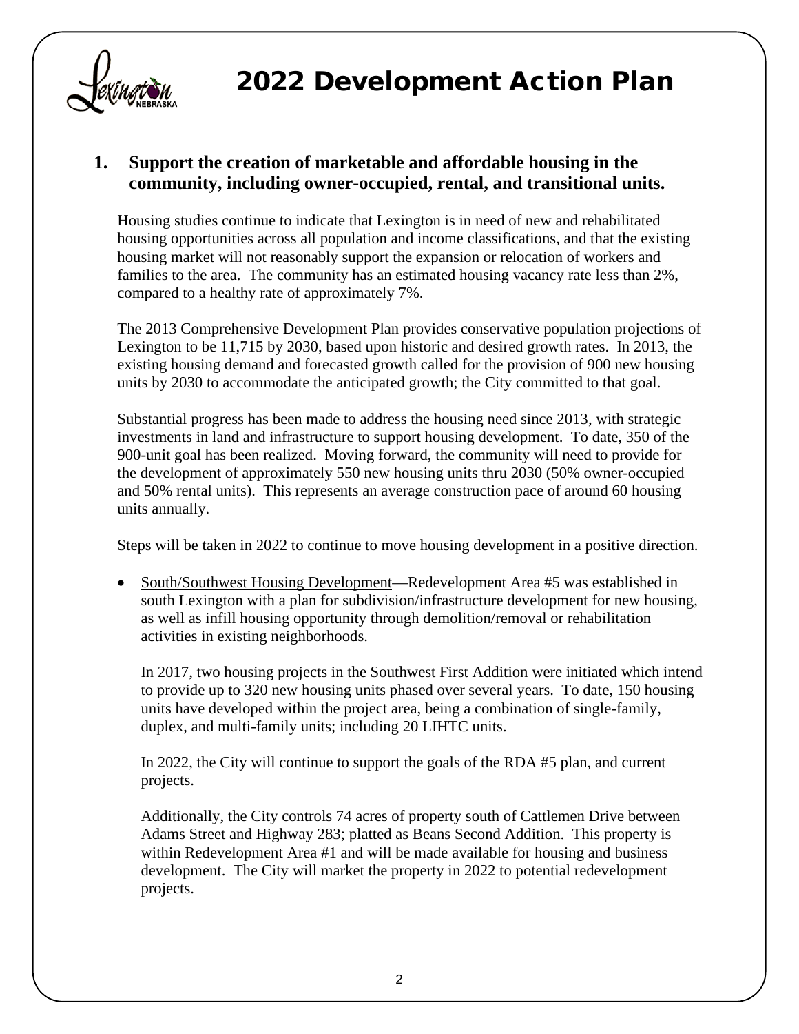# 2022 Development Action Plan

## 1. Support the creation of marketable and affordable housing in the community, including owner-occupied, rental, and transitional units.

Housing studies continue to indicate that Lexington is in need of new and rehabilitated housing opportunities across all population and income classifications, and that the existing housing market will not reasonably support the expansion or relocation of workers and families to the area. The community has an estimated housing vacancy rate less than 2%, compared to a healthy rate of approximately 7%.

The 2013 Comprehensive Development Plan provides conservative population projections of Lexington to be 11,715 by 2030, based upon historic and desired growth rates. In 2013, the existing housing demand and forecasted growth called for the provision of 900 new housing units by 2030 to accommodate the anticipated growth; the City committed to that goal.

Substantial progress has been made to address the housing need since 2013, with strategic investments in land and infrastructure to support housing development. To date, 350 of the 900-unit goal has been realized. Moving forward, the community will need to provide for the development of approximately 550 new housing units thru 2030 (50% owner-occupied and 50% rental units). This represents an average construction pace of around 60 housing units annually.

Steps will be taken in 2022 to continue to move housing development in a positive direction.

- <u>South/Southwest Housing Development</u>—Redevelopment Area #5 was established in south Lexington with a plan for subdivision/infrastructure development for new housing, as well as infill housing opportunity through demolition/removal or rehabilitation activities in existing neighborhoods.

  In 2017, two housing projects in the Southwest First Addition were initiated which intend to provide up to 320 new housing units phased over several years. To date, 150 housing units have developed within the project area, being a combination of single-family, duplex, and multi-family units; including 20 LIHTC units.

  In 2022, the City will continue to support the goals of the RDA #5 plan, and current projects.

  Additionally, the City controls 74 acres of property south of Cattlemen Drive between Adams Street and Highway 283; platted as Beans Second Addition. This property is within Redevelopment Area #1 and will be made available for housing and business development. The City will market the property in 2022 to potential redevelopment projects.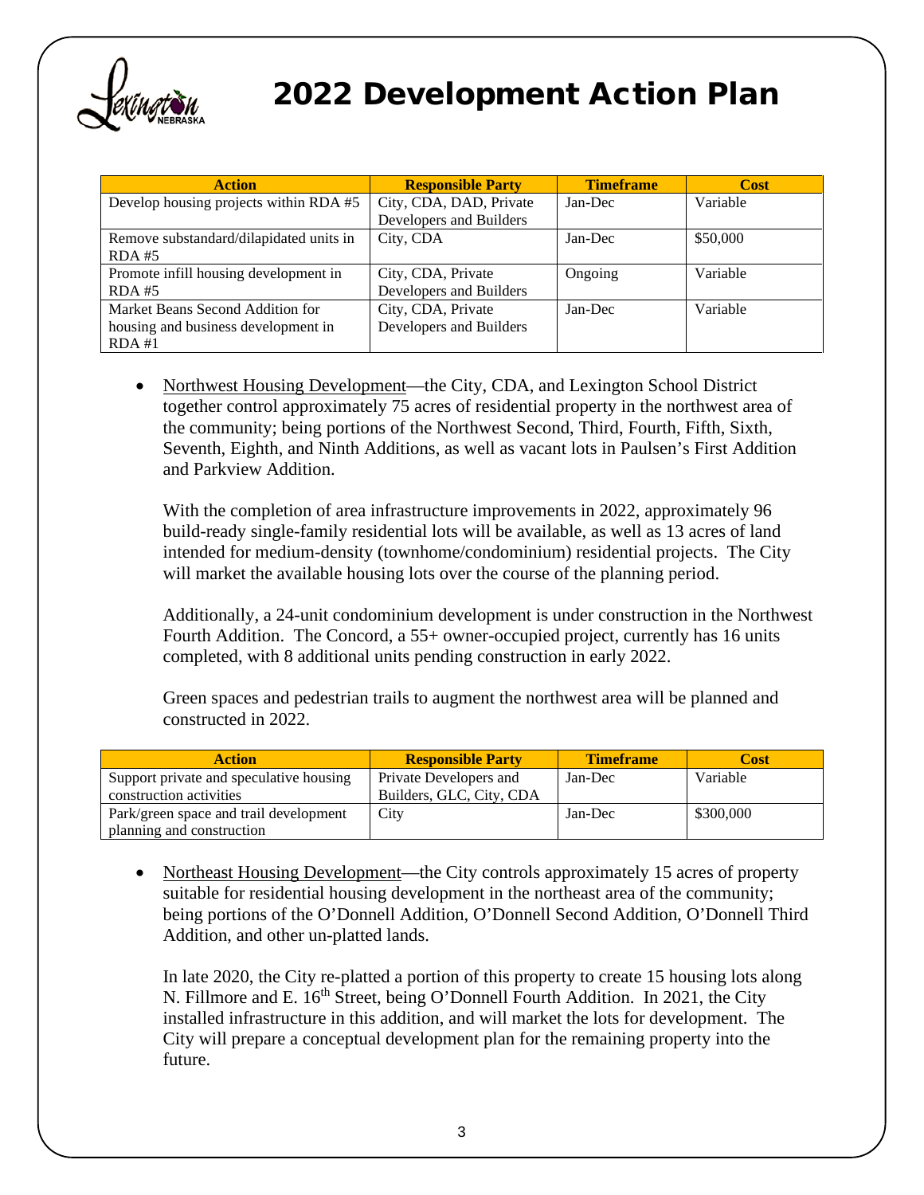# 2022 Development Action Plan

| Action | Responsible Party | Timeframe | Cost |
|---|---|---|---|
| Develop housing projects within RDA #5 | City, CDA, DAD, Private Developers and Builders | Jan-Dec | Variable |
| Remove substandard/dilapidated units in RDA #5 | City, CDA | Jan-Dec | $50,000 |
| Promote infill housing development in RDA #5 | City, CDA, Private Developers and Builders | Ongoing | Variable |
| Market Beans Second Addition for housing and business development in RDA #1 | City, CDA, Private Developers and Builders | Jan-Dec | Variable |

- Northwest Housing Development—the City, CDA, and Lexington School District together control approximately 75 acres of residential property in the northwest area of the community; being portions of the Northwest Second, Third, Fourth, Fifth, Sixth, Seventh, Eighth, and Ninth Additions, as well as vacant lots in Paulsen's First Addition and Parkview Addition.

  With the completion of area infrastructure improvements in 2022, approximately 96 build-ready single-family residential lots will be available, as well as 13 acres of land intended for medium-density (townhome/condominium) residential projects. The City will market the available housing lots over the course of the planning period.

  Additionally, a 24-unit condominium development is under construction in the Northwest Fourth Addition. The Concord, a 55+ owner-occupied project, currently has 16 units completed, with 8 additional units pending construction in early 2022.

  Green spaces and pedestrian trails to augment the northwest area will be planned and constructed in 2022.

| Action | Responsible Party | Timeframe | Cost |
|---|---|---|---|
| Support private and speculative housing construction activities | Private Developers and Builders, GLC, City, CDA | Jan-Dec | Variable |
| Park/green space and trail development planning and construction | City | Jan-Dec | $300,000 |

- Northeast Housing Development—the City controls approximately 15 acres of property suitable for residential housing development in the northeast area of the community; being portions of the O'Donnell Addition, O'Donnell Second Addition, O'Donnell Third Addition, and other un-platted lands.

  In late 2020, the City re-platted a portion of this property to create 15 housing lots along N. Fillmore and E. 16th Street, being O'Donnell Fourth Addition. In 2021, the City installed infrastructure in this addition, and will market the lots for development. The City will prepare a conceptual development plan for the remaining property into the future.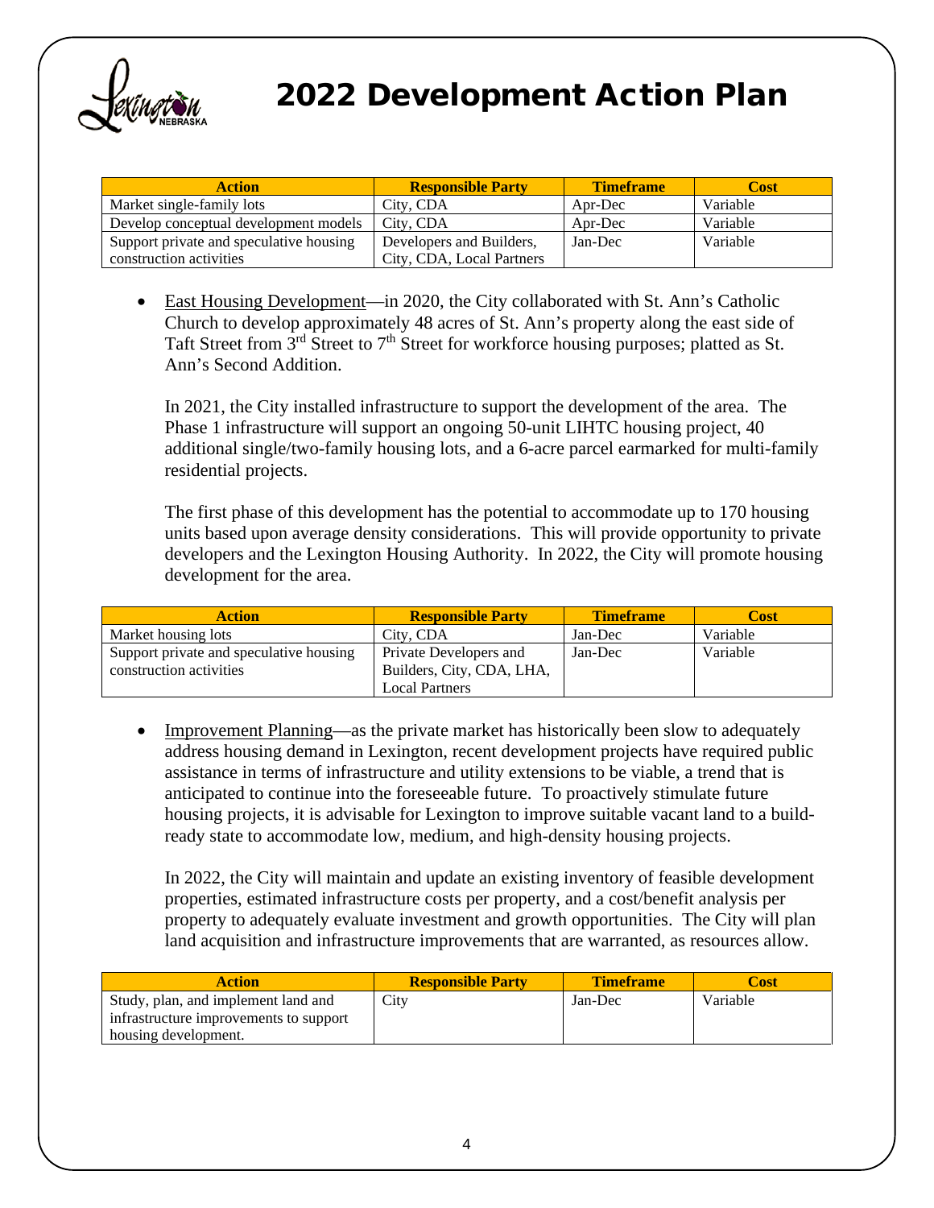# 2022 Development Action Plan

| Action | Responsible Party | Timeframe | Cost |
|---|---|---|---|
| Market single-family lots | City, CDA | Apr-Dec | Variable |
| Develop conceptual development models | City, CDA | Apr-Dec | Variable |
| Support private and speculative housing construction activities | Developers and Builders, City, CDA, Local Partners | Jan-Dec | Variable |

- <u>East Housing Development</u>—in 2020, the City collaborated with St. Ann's Catholic Church to develop approximately 48 acres of St. Ann's property along the east side of Taft Street from 3rd Street to 7th Street for workforce housing purposes; platted as St. Ann's Second Addition.

  In 2021, the City installed infrastructure to support the development of the area. The Phase 1 infrastructure will support an ongoing 50-unit LIHTC housing project, 40 additional single/two-family housing lots, and a 6-acre parcel earmarked for multi-family residential projects.

  The first phase of this development has the potential to accommodate up to 170 housing units based upon average density considerations. This will provide opportunity to private developers and the Lexington Housing Authority. In 2022, the City will promote housing development for the area.

| Action | Responsible Party | Timeframe | Cost |
|---|---|---|---|
| Market housing lots | City, CDA | Jan-Dec | Variable |
| Support private and speculative housing construction activities | Private Developers and Builders, City, CDA, LHA, Local Partners | Jan-Dec | Variable |

- <u>Improvement Planning</u>—as the private market has historically been slow to adequately address housing demand in Lexington, recent development projects have required public assistance in terms of infrastructure and utility extensions to be viable, a trend that is anticipated to continue into the foreseeable future. To proactively stimulate future housing projects, it is advisable for Lexington to improve suitable vacant land to a build-ready state to accommodate low, medium, and high-density housing projects.

  In 2022, the City will maintain and update an existing inventory of feasible development properties, estimated infrastructure costs per property, and a cost/benefit analysis per property to adequately evaluate investment and growth opportunities. The City will plan land acquisition and infrastructure improvements that are warranted, as resources allow.

| Action | Responsible Party | Timeframe | Cost |
|---|---|---|---|
| Study, plan, and implement land and infrastructure improvements to support housing development. | City | Jan-Dec | Variable |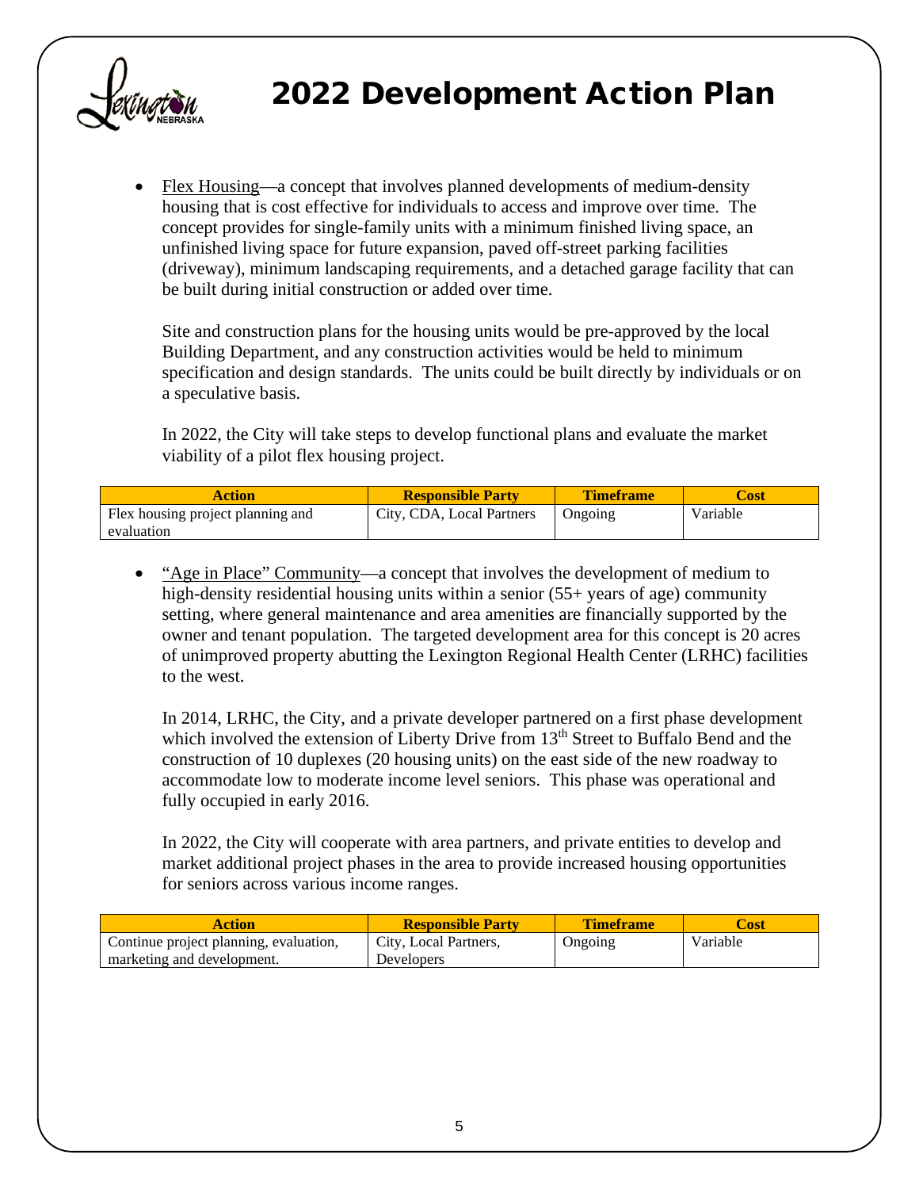# 2022 Development Action Plan

- Flex Housing—a concept that involves planned developments of medium-density housing that is cost effective for individuals to access and improve over time. The concept provides for single-family units with a minimum finished living space, an unfinished living space for future expansion, paved off-street parking facilities (driveway), minimum landscaping requirements, and a detached garage facility that can be built during initial construction or added over time.

  Site and construction plans for the housing units would be pre-approved by the local Building Department, and any construction activities would be held to minimum specification and design standards. The units could be built directly by individuals or on a speculative basis.

  In 2022, the City will take steps to develop functional plans and evaluate the market viability of a pilot flex housing project.

| Action | Responsible Party | Timeframe | Cost |
| --- | --- | --- | --- |
| Flex housing project planning and evaluation | City, CDA, Local Partners | Ongoing | Variable |

- "Age in Place" Community—a concept that involves the development of medium to high-density residential housing units within a senior (55+ years of age) community setting, where general maintenance and area amenities are financially supported by the owner and tenant population. The targeted development area for this concept is 20 acres of unimproved property abutting the Lexington Regional Health Center (LRHC) facilities to the west.

  In 2014, LRHC, the City, and a private developer partnered on a first phase development which involved the extension of Liberty Drive from 13th Street to Buffalo Bend and the construction of 10 duplexes (20 housing units) on the east side of the new roadway to accommodate low to moderate income level seniors. This phase was operational and fully occupied in early 2016.

  In 2022, the City will cooperate with area partners, and private entities to develop and market additional project phases in the area to provide increased housing opportunities for seniors across various income ranges.

| Action | Responsible Party | Timeframe | Cost |
| --- | --- | --- | --- |
| Continue project planning, evaluation, marketing and development. | City, Local Partners, Developers | Ongoing | Variable |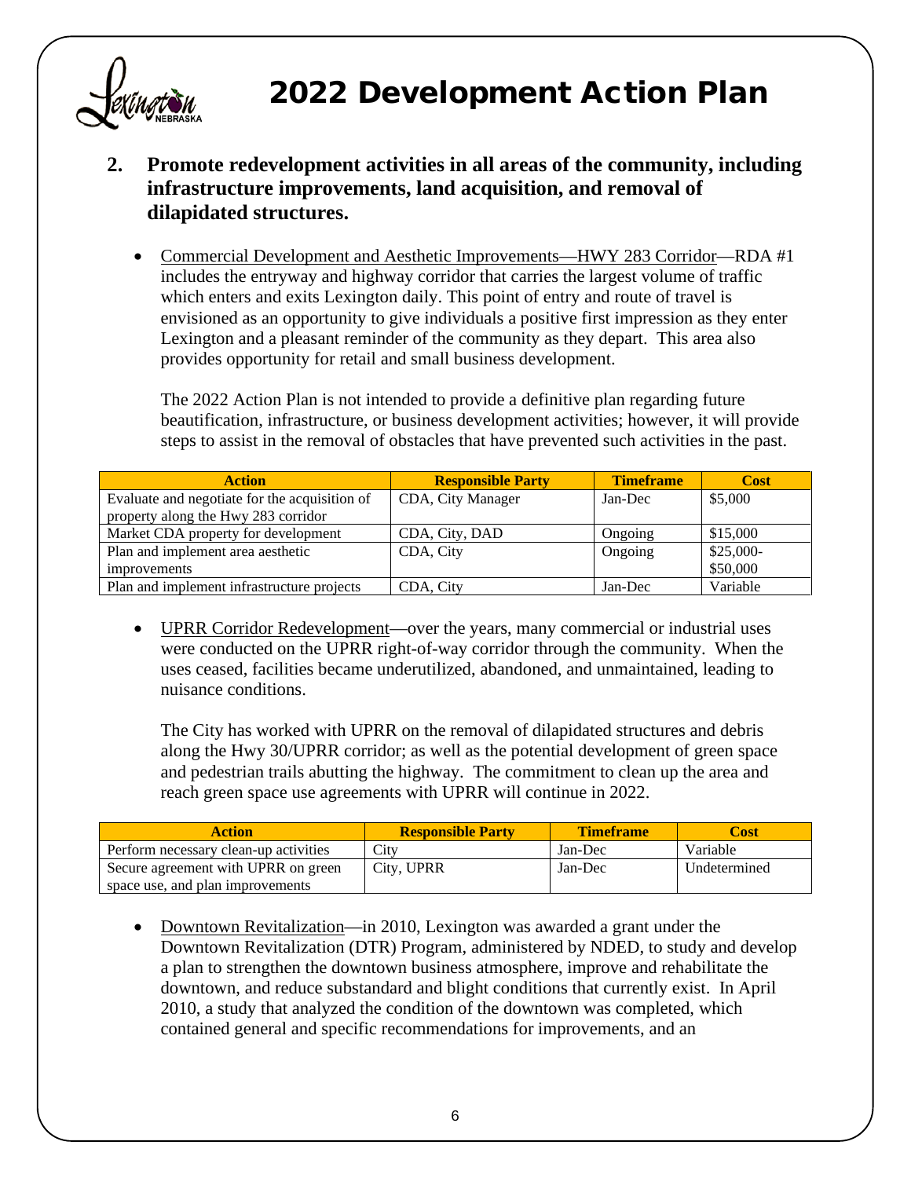2. **Promote redevelopment activities in all areas of the community, including infrastructure improvements, land acquisition, and removal of dilapidated structures.**

- Commercial Development and Aesthetic Improvements—HWY 283 Corridor—RDA #1 includes the entryway and highway corridor that carries the largest volume of traffic which enters and exits Lexington daily. This point of entry and route of travel is envisioned as an opportunity to give individuals a positive first impression as they enter Lexington and a pleasant reminder of the community as they depart. This area also provides opportunity for retail and small business development.

  The 2022 Action Plan is not intended to provide a definitive plan regarding future beautification, infrastructure, or business development activities; however, it will provide steps to assist in the removal of obstacles that have prevented such activities in the past.

| Action | Responsible Party | Timeframe | Cost |
|---|---|---|---|
| Evaluate and negotiate for the acquisition of property along the Hwy 283 corridor | CDA, City Manager | Jan-Dec | $5,000 |
| Market CDA property for development | CDA, City, DAD | Ongoing | $15,000 |
| Plan and implement area aesthetic improvements | CDA, City | Ongoing | $25,000-$50,000 |
| Plan and implement infrastructure projects | CDA, City | Jan-Dec | Variable |

- UPRR Corridor Redevelopment—over the years, many commercial or industrial uses were conducted on the UPRR right-of-way corridor through the community. When the uses ceased, facilities became underutilized, abandoned, and unmaintained, leading to nuisance conditions.

  The City has worked with UPRR on the removal of dilapidated structures and debris along the Hwy 30/UPRR corridor; as well as the potential development of green space and pedestrian trails abutting the highway. The commitment to clean up the area and reach green space use agreements with UPRR will continue in 2022.

| Action | Responsible Party | Timeframe | Cost |
|---|---|---|---|
| Perform necessary clean-up activities | City | Jan-Dec | Variable |
| Secure agreement with UPRR on green space use, and plan improvements | City, UPRR | Jan-Dec | Undetermined |

- Downtown Revitalization—in 2010, Lexington was awarded a grant under the Downtown Revitalization (DTR) Program, administered by NDED, to study and develop a plan to strengthen the downtown business atmosphere, improve and rehabilitate the downtown, and reduce substandard and blight conditions that currently exist. In April 2010, a study that analyzed the condition of the downtown was completed, which contained general and specific recommendations for improvements, and an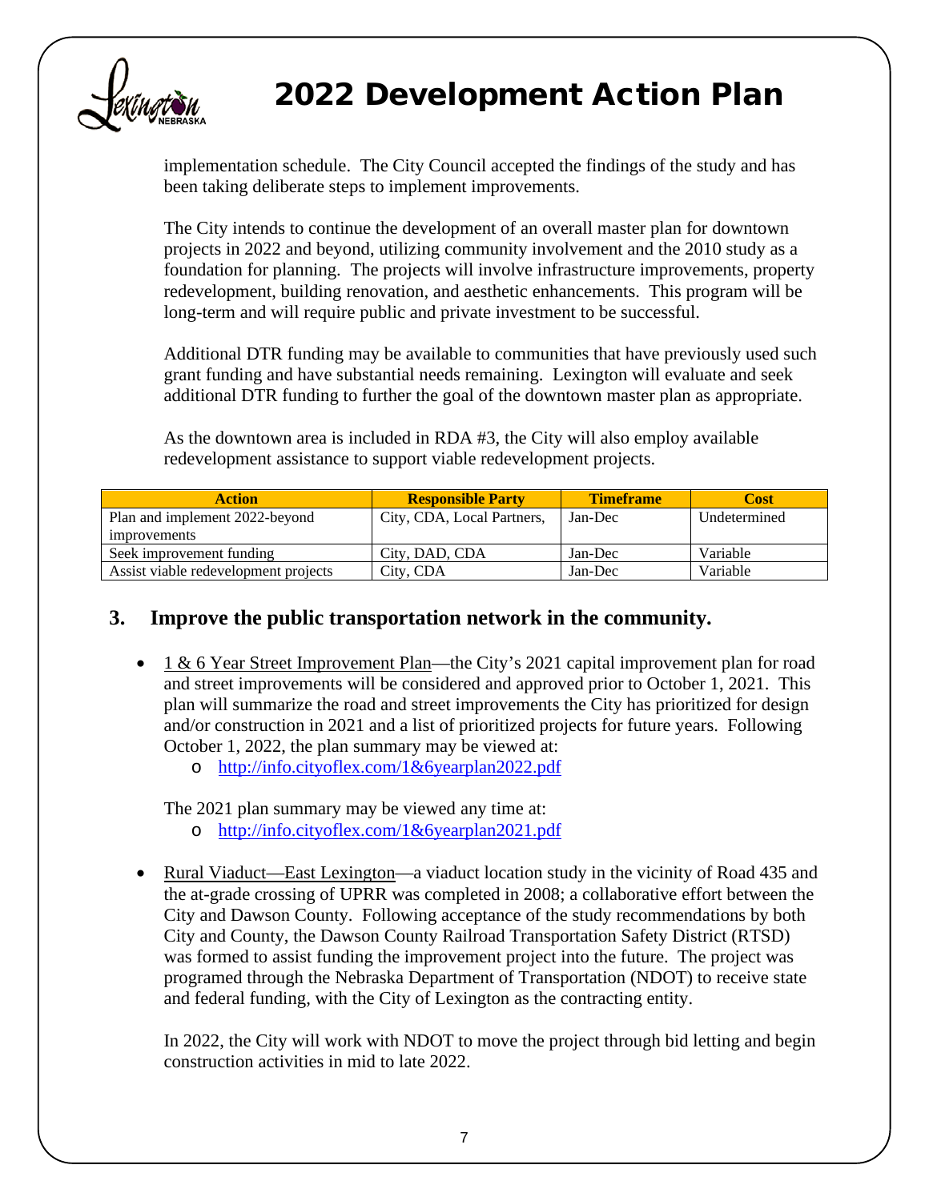implementation schedule. The City Council accepted the findings of the study and has been taking deliberate steps to implement improvements.

The City intends to continue the development of an overall master plan for downtown projects in 2022 and beyond, utilizing community involvement and the 2010 study as a foundation for planning. The projects will involve infrastructure improvements, property redevelopment, building renovation, and aesthetic enhancements. This program will be long-term and will require public and private investment to be successful.

Additional DTR funding may be available to communities that have previously used such grant funding and have substantial needs remaining. Lexington will evaluate and seek additional DTR funding to further the goal of the downtown master plan as appropriate.

As the downtown area is included in RDA #3, the City will also employ available redevelopment assistance to support viable redevelopment projects.

| Action | Responsible Party | Timeframe | Cost |
|---|---|---|---|
| Plan and implement 2022-beyond improvements | City, CDA, Local Partners, | Jan-Dec | Undetermined |
| Seek improvement funding | City, DAD, CDA | Jan-Dec | Variable |
| Assist viable redevelopment projects | City, CDA | Jan-Dec | Variable |

## 3. Improve the public transportation network in the community.

- 1 & 6 Year Street Improvement Plan—the City's 2021 capital improvement plan for road and street improvements will be considered and approved prior to October 1, 2021. This plan will summarize the road and street improvements the City has prioritized for design and/or construction in 2021 and a list of prioritized projects for future years. Following October 1, 2022, the plan summary may be viewed at:
  - http://info.cityoflex.com/1&6yearplan2022.pdf

  The 2021 plan summary may be viewed any time at:
  - http://info.cityoflex.com/1&6yearplan2021.pdf

- Rural Viaduct—East Lexington—a viaduct location study in the vicinity of Road 435 and the at-grade crossing of UPRR was completed in 2008; a collaborative effort between the City and Dawson County. Following acceptance of the study recommendations by both City and County, the Dawson County Railroad Transportation Safety District (RTSD) was formed to assist funding the improvement project into the future. The project was programed through the Nebraska Department of Transportation (NDOT) to receive state and federal funding, with the City of Lexington as the contracting entity.

  In 2022, the City will work with NDOT to move the project through bid letting and begin construction activities in mid to late 2022.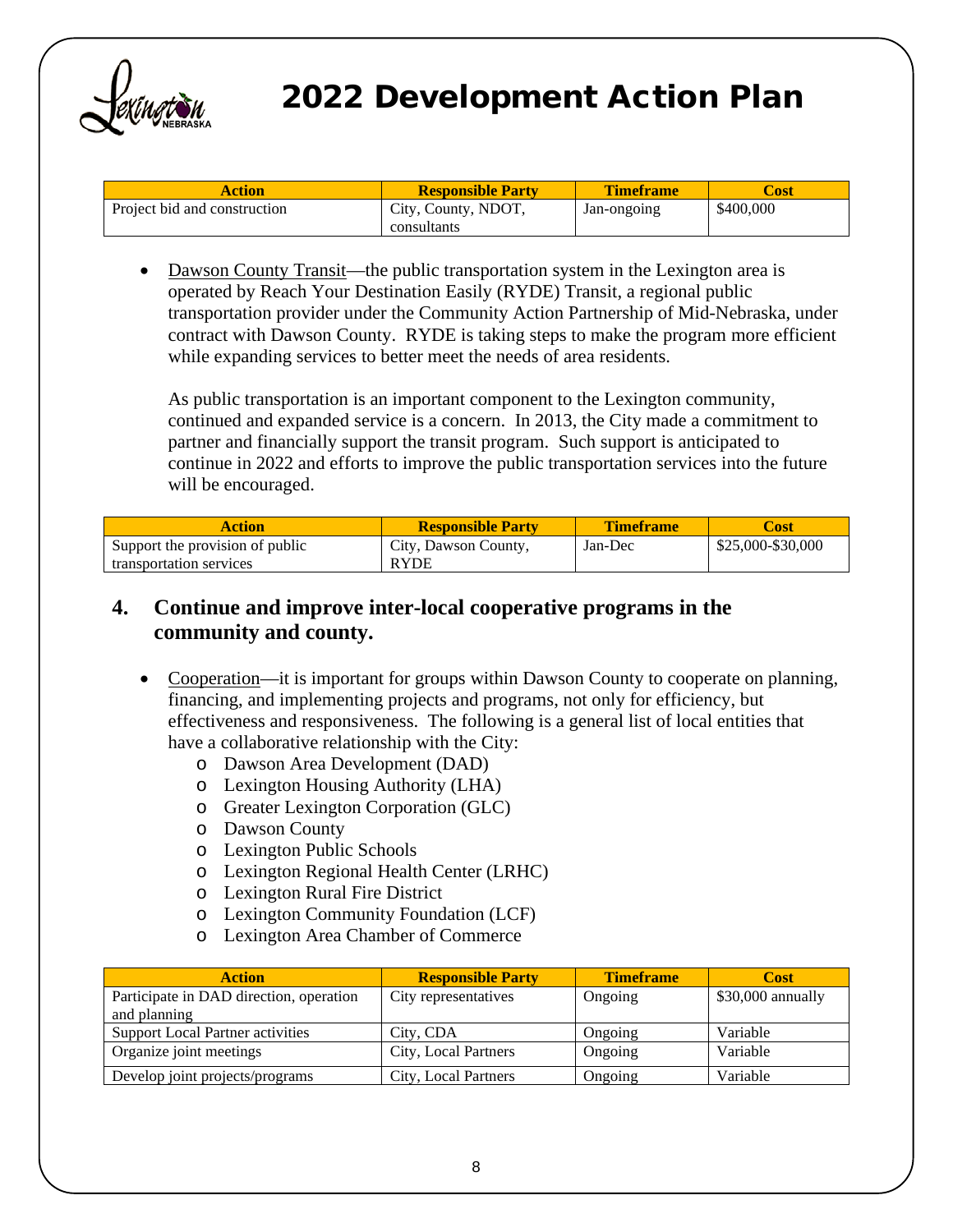| Action | Responsible Party | Timeframe | Cost |
| --- | --- | --- | --- |
| Project bid and construction | City, County, NDOT, consultants | Jan-ongoing | $400,000 |

- Dawson County Transit—the public transportation system in the Lexington area is operated by Reach Your Destination Easily (RYDE) Transit, a regional public transportation provider under the Community Action Partnership of Mid-Nebraska, under contract with Dawson County. RYDE is taking steps to make the program more efficient while expanding services to better meet the needs of area residents.

  As public transportation is an important component to the Lexington community, continued and expanded service is a concern. In 2013, the City made a commitment to partner and financially support the transit program. Such support is anticipated to continue in 2022 and efforts to improve the public transportation services into the future will be encouraged.

| Action | Responsible Party | Timeframe | Cost |
| --- | --- | --- | --- |
| Support the provision of public transportation services | City, Dawson County, RYDE | Jan-Dec | $25,000-$30,000 |

## 4. Continue and improve inter-local cooperative programs in the community and county.

- Cooperation—it is important for groups within Dawson County to cooperate on planning, financing, and implementing projects and programs, not only for efficiency, but effectiveness and responsiveness. The following is a general list of local entities that have a collaborative relationship with the City:
  - Dawson Area Development (DAD)
  - Lexington Housing Authority (LHA)
  - Greater Lexington Corporation (GLC)
  - Dawson County
  - Lexington Public Schools
  - Lexington Regional Health Center (LRHC)
  - Lexington Rural Fire District
  - Lexington Community Foundation (LCF)
  - Lexington Area Chamber of Commerce

| Action | Responsible Party | Timeframe | Cost |
| --- | --- | --- | --- |
| Participate in DAD direction, operation and planning | City representatives | Ongoing | $30,000 annually |
| Support Local Partner activities | City, CDA | Ongoing | Variable |
| Organize joint meetings | City, Local Partners | Ongoing | Variable |
| Develop joint projects/programs | City, Local Partners | Ongoing | Variable |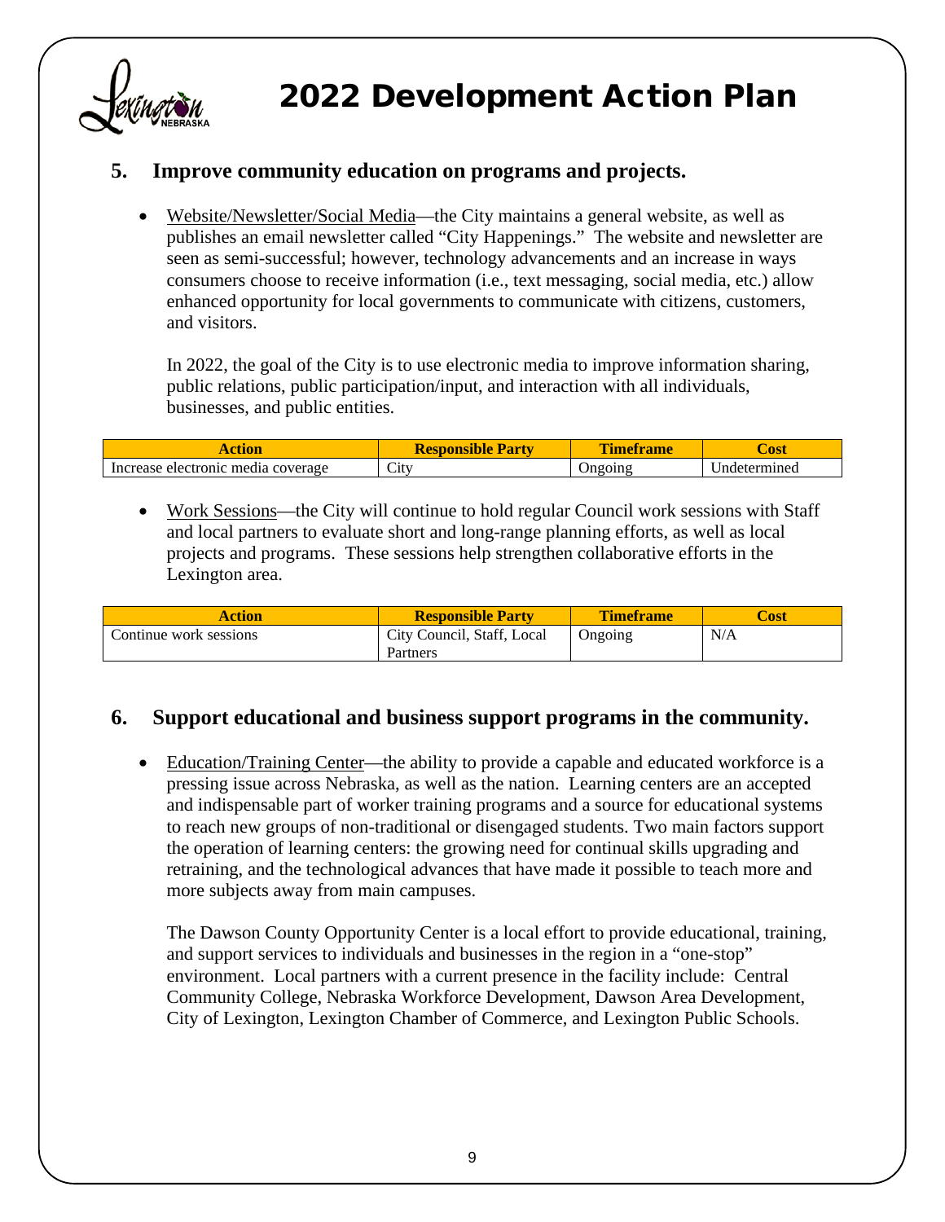# 2022 Development Action Plan

## 5. Improve community education on programs and projects.

- Website/Newsletter/Social Media—the City maintains a general website, as well as publishes an email newsletter called "City Happenings." The website and newsletter are seen as semi-successful; however, technology advancements and an increase in ways consumers choose to receive information (i.e., text messaging, social media, etc.) allow enhanced opportunity for local governments to communicate with citizens, customers, and visitors.

  In 2022, the goal of the City is to use electronic media to improve information sharing, public relations, public participation/input, and interaction with all individuals, businesses, and public entities.

| Action | Responsible Party | Timeframe | Cost |
|---|---|---|---|
| Increase electronic media coverage | City | Ongoing | Undetermined |

- Work Sessions—the City will continue to hold regular Council work sessions with Staff and local partners to evaluate short and long-range planning efforts, as well as local projects and programs. These sessions help strengthen collaborative efforts in the Lexington area.

| Action | Responsible Party | Timeframe | Cost |
|---|---|---|---|
| Continue work sessions | City Council, Staff, Local Partners | Ongoing | N/A |

## 6. Support educational and business support programs in the community.

- Education/Training Center—the ability to provide a capable and educated workforce is a pressing issue across Nebraska, as well as the nation. Learning centers are an accepted and indispensable part of worker training programs and a source for educational systems to reach new groups of non-traditional or disengaged students. Two main factors support the operation of learning centers: the growing need for continual skills upgrading and retraining, and the technological advances that have made it possible to teach more and more subjects away from main campuses.

  The Dawson County Opportunity Center is a local effort to provide educational, training, and support services to individuals and businesses in the region in a "one-stop" environment. Local partners with a current presence in the facility include: Central Community College, Nebraska Workforce Development, Dawson Area Development, City of Lexington, Lexington Chamber of Commerce, and Lexington Public Schools.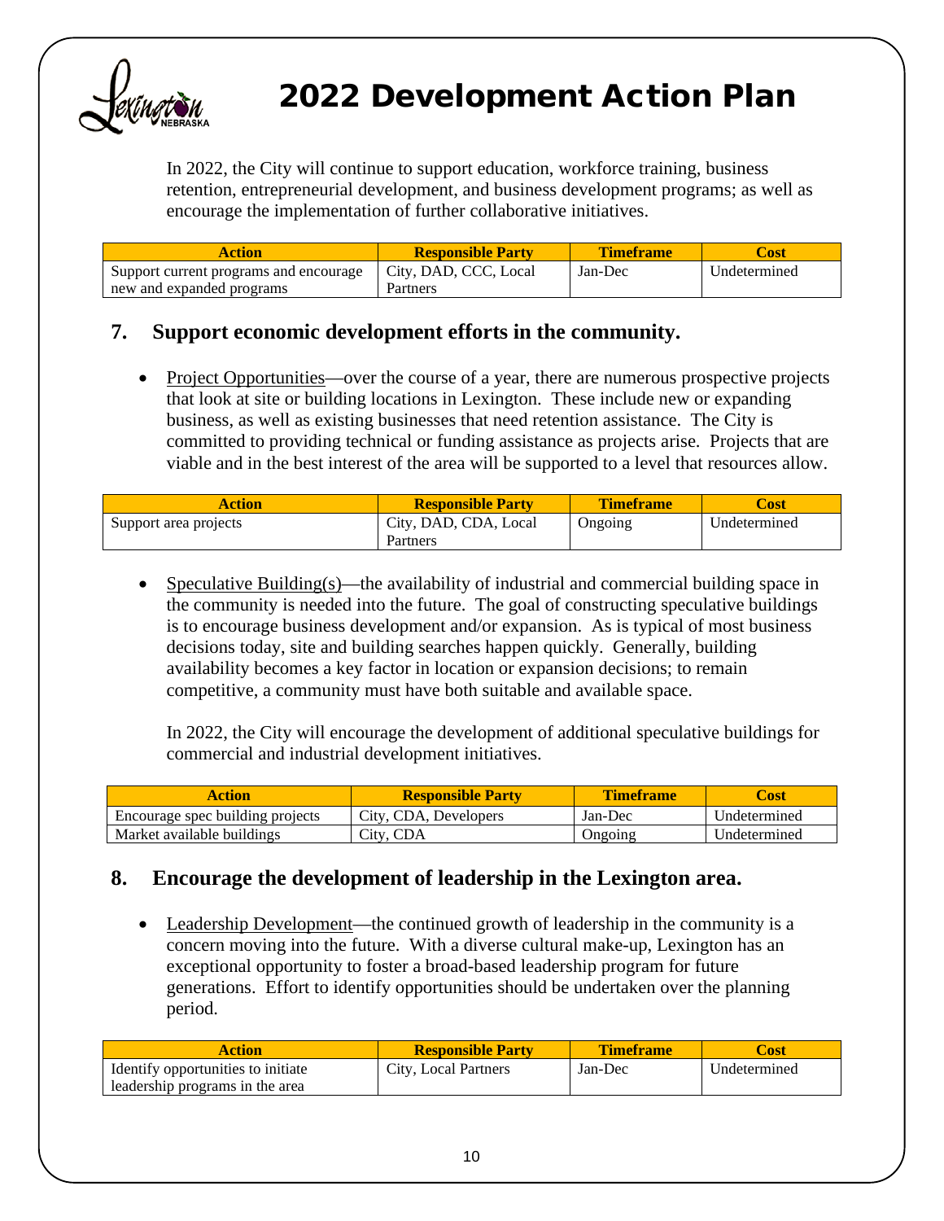In 2022, the City will continue to support education, workforce training, business retention, entrepreneurial development, and business development programs; as well as encourage the implementation of further collaborative initiatives.

| Action | Responsible Party | Timeframe | Cost |
|---|---|---|---|
| Support current programs and encourage new and expanded programs | City, DAD, CCC, Local Partners | Jan-Dec | Undetermined |

## 7. Support economic development efforts in the community.

- Project Opportunities—over the course of a year, there are numerous prospective projects that look at site or building locations in Lexington. These include new or expanding business, as well as existing businesses that need retention assistance. The City is committed to providing technical or funding assistance as projects arise. Projects that are viable and in the best interest of the area will be supported to a level that resources allow.

| Action | Responsible Party | Timeframe | Cost |
|---|---|---|---|
| Support area projects | City, DAD, CDA, Local Partners | Ongoing | Undetermined |

- Speculative Building(s)—the availability of industrial and commercial building space in the community is needed into the future. The goal of constructing speculative buildings is to encourage business development and/or expansion. As is typical of most business decisions today, site and building searches happen quickly. Generally, building availability becomes a key factor in location or expansion decisions; to remain competitive, a community must have both suitable and available space.

  In 2022, the City will encourage the development of additional speculative buildings for commercial and industrial development initiatives.

| Action | Responsible Party | Timeframe | Cost |
|---|---|---|---|
| Encourage spec building projects | City, CDA, Developers | Jan-Dec | Undetermined |
| Market available buildings | City, CDA | Ongoing | Undetermined |

## 8. Encourage the development of leadership in the Lexington area.

- Leadership Development—the continued growth of leadership in the community is a concern moving into the future. With a diverse cultural make-up, Lexington has an exceptional opportunity to foster a broad-based leadership program for future generations. Effort to identify opportunities should be undertaken over the planning period.

| Action | Responsible Party | Timeframe | Cost |
|---|---|---|---|
| Identify opportunities to initiate leadership programs in the area | City, Local Partners | Jan-Dec | Undetermined |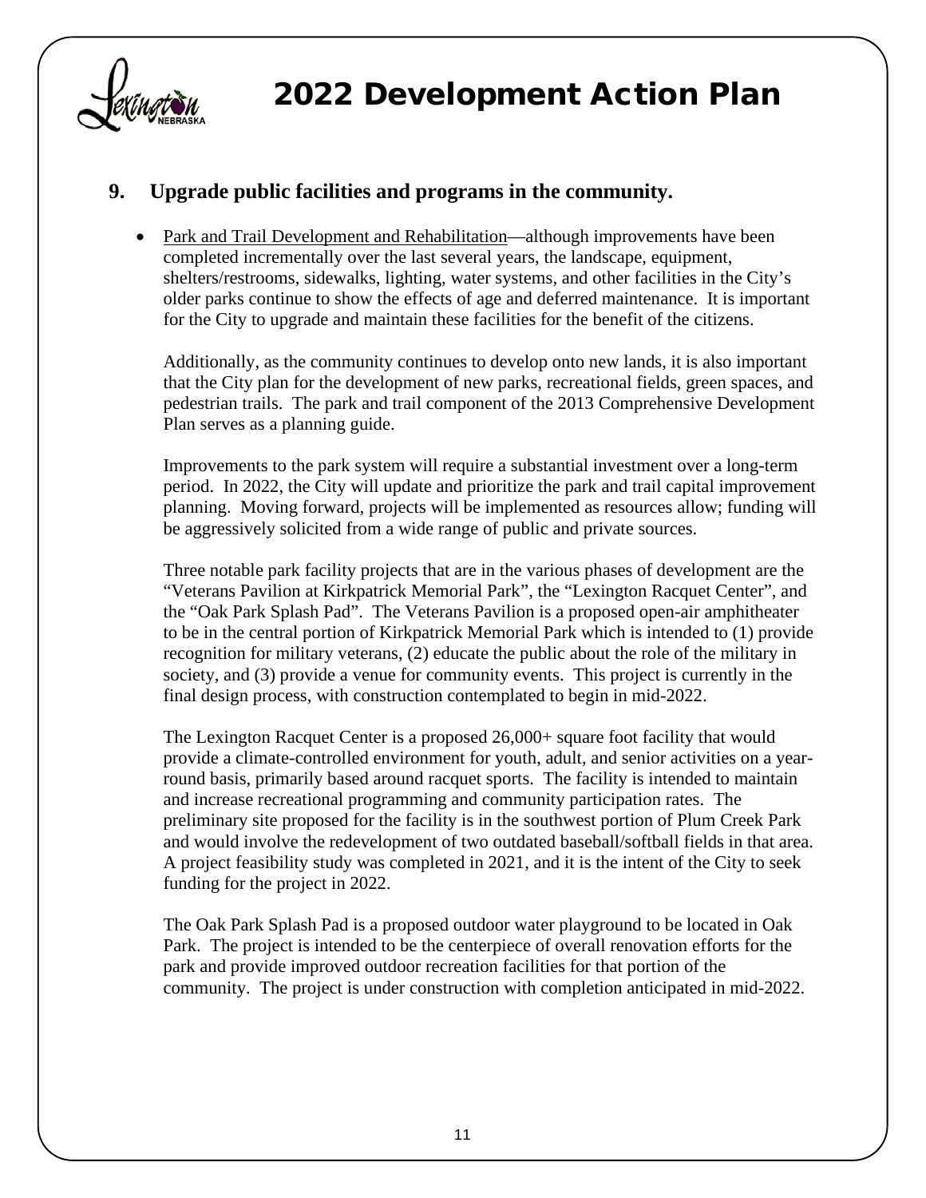## 9. Upgrade public facilities and programs in the community.

- Park and Trail Development and Rehabilitation—although improvements have been completed incrementally over the last several years, the landscape, equipment, shelters/restrooms, sidewalks, lighting, water systems, and other facilities in the City's older parks continue to show the effects of age and deferred maintenance. It is important for the City to upgrade and maintain these facilities for the benefit of the citizens.

  Additionally, as the community continues to develop onto new lands, it is also important that the City plan for the development of new parks, recreational fields, green spaces, and pedestrian trails. The park and trail component of the 2013 Comprehensive Development Plan serves as a planning guide.

  Improvements to the park system will require a substantial investment over a long-term period. In 2022, the City will update and prioritize the park and trail capital improvement planning. Moving forward, projects will be implemented as resources allow; funding will be aggressively solicited from a wide range of public and private sources.

  Three notable park facility projects that are in the various phases of development are the "Veterans Pavilion at Kirkpatrick Memorial Park", the "Lexington Racquet Center", and the "Oak Park Splash Pad". The Veterans Pavilion is a proposed open-air amphitheater to be in the central portion of Kirkpatrick Memorial Park which is intended to (1) provide recognition for military veterans, (2) educate the public about the role of the military in society, and (3) provide a venue for community events. This project is currently in the final design process, with construction contemplated to begin in mid-2022.

  The Lexington Racquet Center is a proposed 26,000+ square foot facility that would provide a climate-controlled environment for youth, adult, and senior activities on a year-round basis, primarily based around racquet sports. The facility is intended to maintain and increase recreational programming and community participation rates. The preliminary site proposed for the facility is in the southwest portion of Plum Creek Park and would involve the redevelopment of two outdated baseball/softball fields in that area. A project feasibility study was completed in 2021, and it is the intent of the City to seek funding for the project in 2022.

  The Oak Park Splash Pad is a proposed outdoor water playground to be located in Oak Park. The project is intended to be the centerpiece of overall renovation efforts for the park and provide improved outdoor recreation facilities for that portion of the community. The project is under construction with completion anticipated in mid-2022.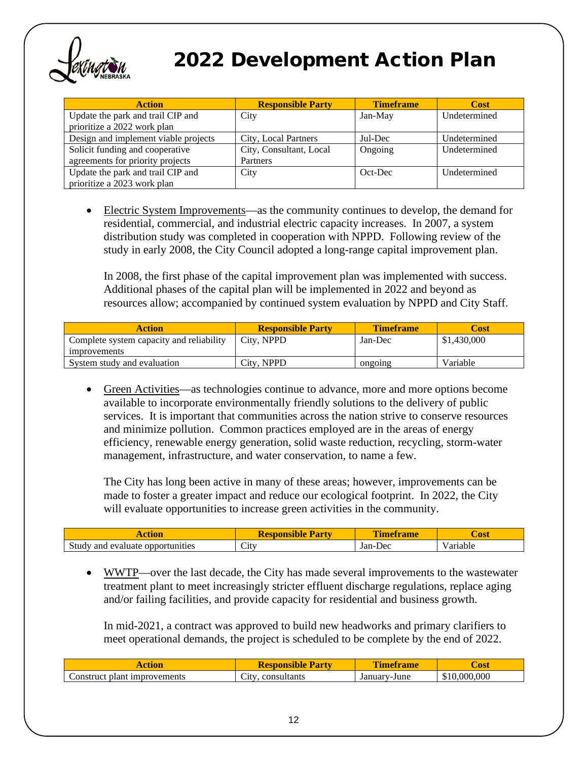# 2022 Development Action Plan

| Action | Responsible Party | Timeframe | Cost |
|---|---|---|---|
| Update the park and trail CIP and prioritize a 2022 work plan | City | Jan-May | Undetermined |
| Design and implement viable projects | City, Local Partners | Jul-Dec | Undetermined |
| Solicit funding and cooperative agreements for priority projects | City, Consultant, Local Partners | Ongoing | Undetermined |
| Update the park and trail CIP and prioritize a 2023 work plan | City | Oct-Dec | Undetermined |

- <u>Electric System Improvements</u>—as the community continues to develop, the demand for residential, commercial, and industrial electric capacity increases. In 2007, a system distribution study was completed in cooperation with NPPD. Following review of the study in early 2008, the City Council adopted a long-range capital improvement plan.

  In 2008, the first phase of the capital improvement plan was implemented with success. Additional phases of the capital plan will be implemented in 2022 and beyond as resources allow; accompanied by continued system evaluation by NPPD and City Staff.

| Action | Responsible Party | Timeframe | Cost |
|---|---|---|---|
| Complete system capacity and reliability improvements | City, NPPD | Jan-Dec | $1,430,000 |
| System study and evaluation | City, NPPD | ongoing | Variable |

- <u>Green Activities</u>—as technologies continue to advance, more and more options become available to incorporate environmentally friendly solutions to the delivery of public services. It is important that communities across the nation strive to conserve resources and minimize pollution. Common practices employed are in the areas of energy efficiency, renewable energy generation, solid waste reduction, recycling, storm-water management, infrastructure, and water conservation, to name a few.

  The City has long been active in many of these areas; however, improvements can be made to foster a greater impact and reduce our ecological footprint. In 2022, the City will evaluate opportunities to increase green activities in the community.

| Action | Responsible Party | Timeframe | Cost |
|---|---|---|---|
| Study and evaluate opportunities | City | Jan-Dec | Variable |

- <u>WWTP</u>—over the last decade, the City has made several improvements to the wastewater treatment plant to meet increasingly stricter effluent discharge regulations, replace aging and/or failing facilities, and provide capacity for residential and business growth.

  In mid-2021, a contract was approved to build new headworks and primary clarifiers to meet operational demands, the project is scheduled to be complete by the end of 2022.

| Action | Responsible Party | Timeframe | Cost |
|---|---|---|---|
| Construct plant improvements | City, consultants | January-June | $10,000,000 |